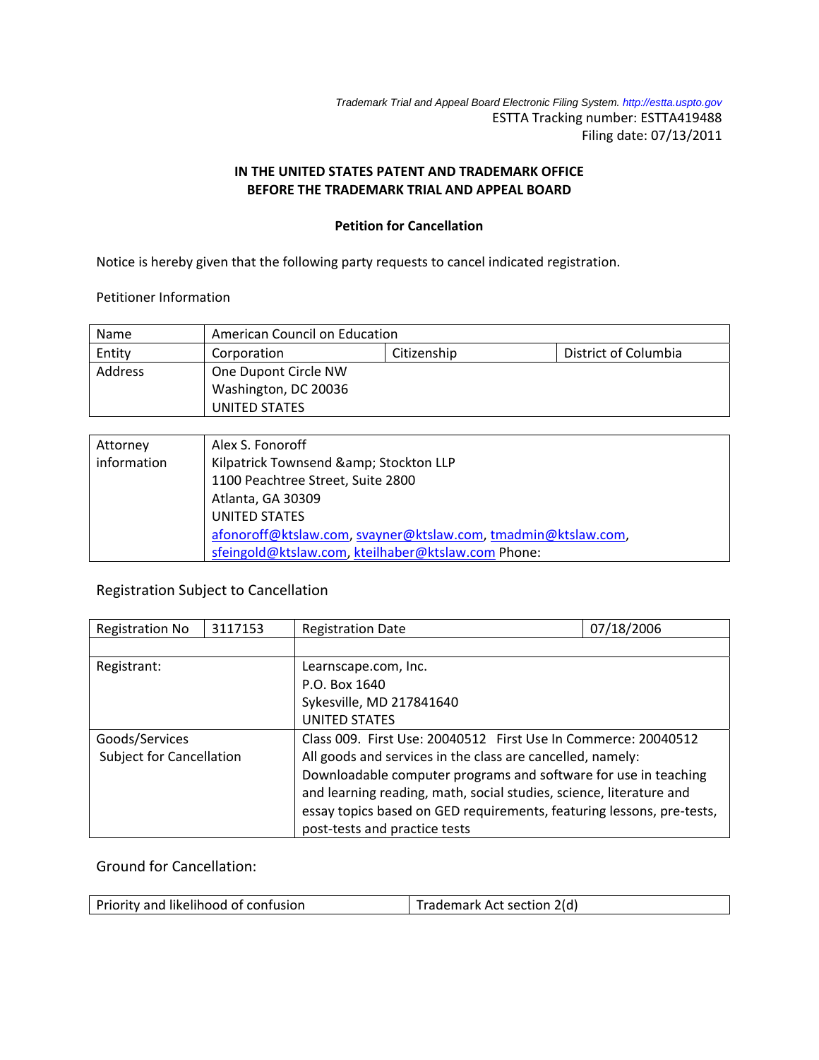*Trademark Trial and Appeal Board Electronic Filing System. http://estta.uspto.gov*

ESTTA Tracking number: ESTTA419488

Filing date: 07/13/2011

**IN THE UNITED STATES PATENT AND TRADEMARK OFFICE**
**BEFORE THE TRADEMARK TRIAL AND APPEAL BOARD**

**Petition for Cancellation**

Notice is hereby given that the following party requests to cancel indicated registration.

Petitioner Information

| Name | American Council on Education | | |
|---|---|---|---|
| Entity | Corporation | Citizenship | District of Columbia |
| Address | One Dupont Circle NW<br>Washington, DC 20036<br>UNITED STATES | | |

| Attorney information | Alex S. Fonoroff<br>Kilpatrick Townsend &amp; Stockton LLP<br>1100 Peachtree Street, Suite 2800<br>Atlanta, GA 30309<br>UNITED STATES<br>afonoroff@ktslaw.com, svayner@ktslaw.com, tmadmin@ktslaw.com, sfeingold@ktslaw.com, kteilhaber@ktslaw.com Phone: |
|---|---|

Registration Subject to Cancellation

| Registration No | 3117153 | Registration Date | 07/18/2006 |
|---|---|---|---|
| | | | |
| Registrant: | | Learnscape.com, Inc.<br>P.O. Box 1640<br>Sykesville, MD 217841640<br>UNITED STATES | |
| Goods/Services Subject for Cancellation | | Class 009. First Use: 20040512 First Use In Commerce: 20040512<br>All goods and services in the class are cancelled, namely: Downloadable computer programs and software for use in teaching and learning reading, math, social studies, science, literature and essay topics based on GED requirements, featuring lessons, pre-tests, post-tests and practice tests | |

Ground for Cancellation:

| Priority and likelihood of confusion | Trademark Act section 2(d) |
|---|---|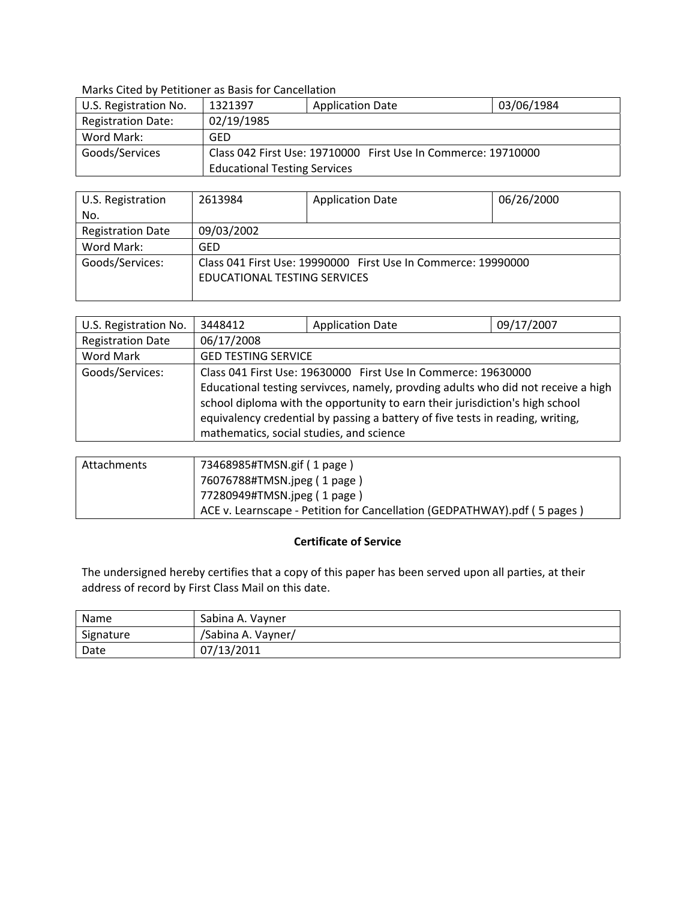Marks Cited by Petitioner as Basis for Cancellation

| U.S. Registration No. | 1321397 | Application Date | 03/06/1984 |
|---|---|---|---|
| Registration Date: | 02/19/1985 | | |
| Word Mark: | GED | | |
| Goods/Services | Class 042 First Use: 19710000 First Use In Commerce: 19710000<br>Educational Testing Services | | |

| U.S. Registration No. | 2613984 | Application Date | 06/26/2000 |
|---|---|---|---|
| Registration Date | 09/03/2002 | | |
| Word Mark: | GED | | |
| Goods/Services: | Class 041 First Use: 19990000 First Use In Commerce: 19990000<br>EDUCATIONAL TESTING SERVICES | | |

| U.S. Registration No. | 3448412 | Application Date | 09/17/2007 |
|---|---|---|---|
| Registration Date | 06/17/2008 | | |
| Word Mark | GED TESTING SERVICE | | |
| Goods/Services: | Class 041 First Use: 19630000 First Use In Commerce: 19630000<br>Educational testing servivces, namely, provding adults who did not receive a high school diploma with the opportunity to earn their jurisdiction's high school equivalency credential by passing a battery of five tests in reading, writing, mathematics, social studies, and science | | |

| Attachments | 73468985#TMSN.gif ( 1 page )<br>76076788#TMSN.jpeg ( 1 page )<br>77280949#TMSN.jpeg ( 1 page )<br>ACE v. Learnscape - Petition for Cancellation (GEDPATHWAY).pdf ( 5 pages ) |
|---|---|

**Certificate of Service**

The undersigned hereby certifies that a copy of this paper has been served upon all parties, at their address of record by First Class Mail on this date.

| Name | Sabina A. Vayner |
|---|---|
| Signature | /Sabina A. Vayner/ |
| Date | 07/13/2011 |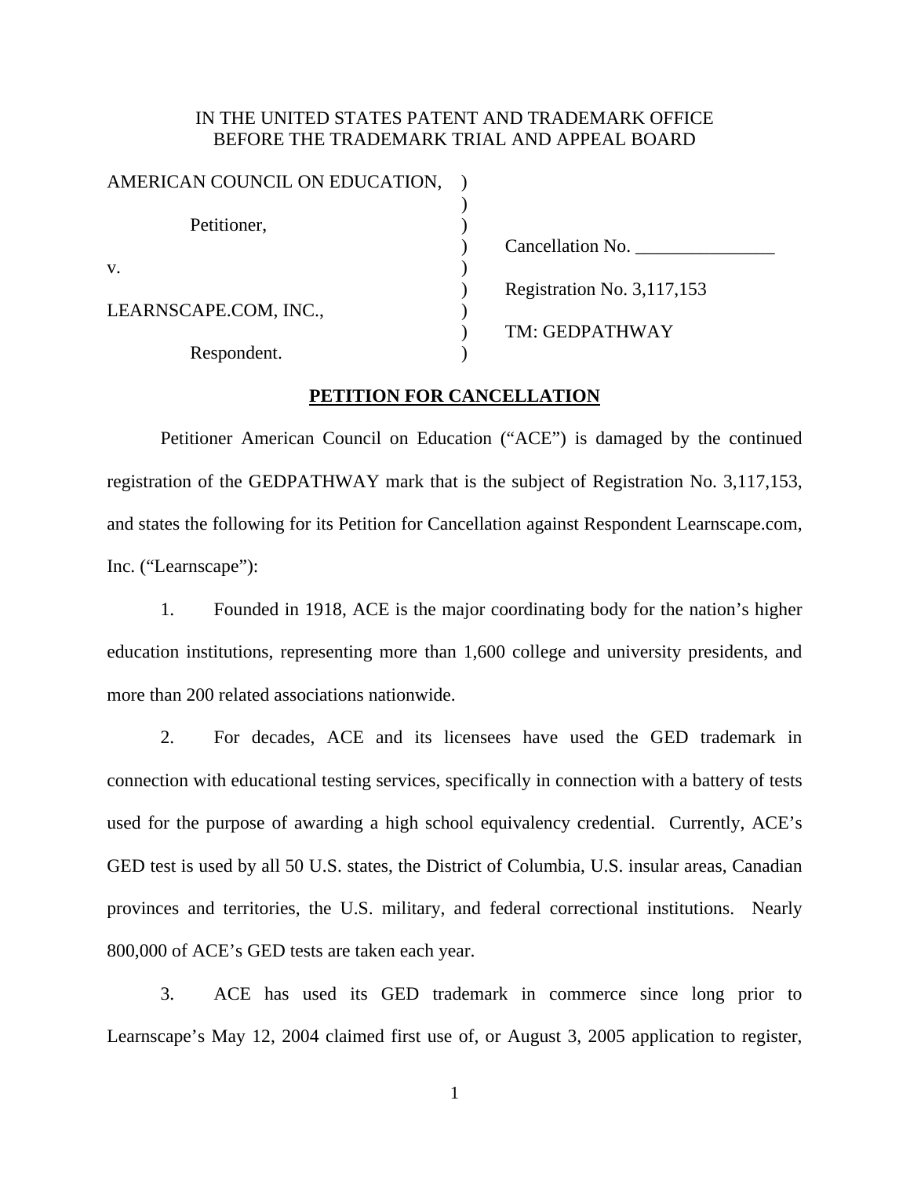IN THE UNITED STATES PATENT AND TRADEMARK OFFICE
BEFORE THE TRADEMARK TRIAL AND APPEAL BOARD

| | |
|---|---|
| AMERICAN COUNCIL ON EDUCATION, | ) |
| | ) |
| Petitioner, | ) |
| | ) Cancellation No. _______________ |
| v. | ) |
| | ) Registration No. 3,117,153 |
| LEARNSCAPE.COM, INC., | ) |
| | ) TM: GEDPATHWAY |
| Respondent. | ) |

**PETITION FOR CANCELLATION**

Petitioner American Council on Education ("ACE") is damaged by the continued registration of the GEDPATHWAY mark that is the subject of Registration No. 3,117,153, and states the following for its Petition for Cancellation against Respondent Learnscape.com, Inc. ("Learnscape"):

1. Founded in 1918, ACE is the major coordinating body for the nation's higher education institutions, representing more than 1,600 college and university presidents, and more than 200 related associations nationwide.

2. For decades, ACE and its licensees have used the GED trademark in connection with educational testing services, specifically in connection with a battery of tests used for the purpose of awarding a high school equivalency credential. Currently, ACE's GED test is used by all 50 U.S. states, the District of Columbia, U.S. insular areas, Canadian provinces and territories, the U.S. military, and federal correctional institutions. Nearly 800,000 of ACE's GED tests are taken each year.

3. ACE has used its GED trademark in commerce since long prior to Learnscape's May 12, 2004 claimed first use of, or August 3, 2005 application to register,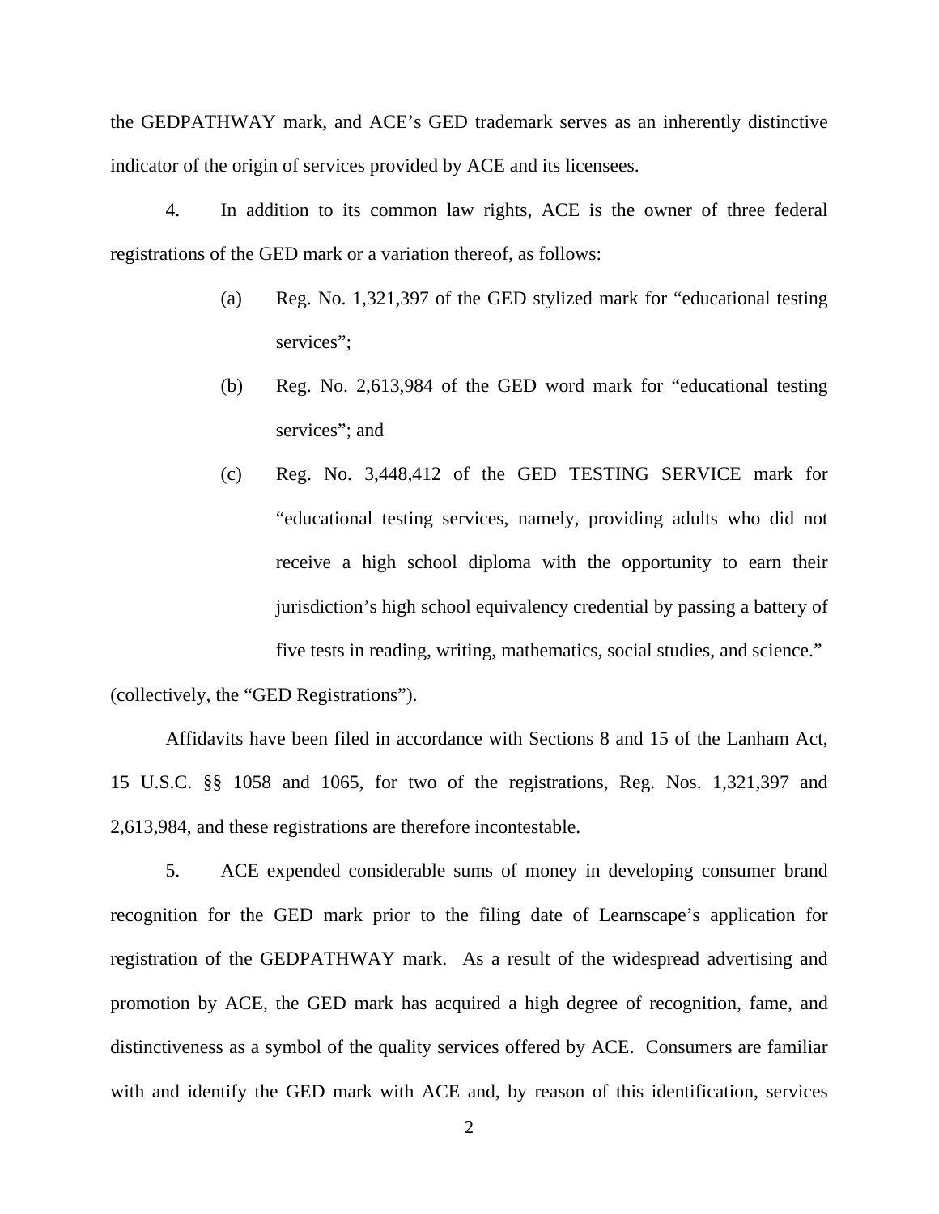the GEDPATHWAY mark, and ACE's GED trademark serves as an inherently distinctive indicator of the origin of services provided by ACE and its licensees.

4. In addition to its common law rights, ACE is the owner of three federal registrations of the GED mark or a variation thereof, as follows:

> (a) Reg. No. 1,321,397 of the GED stylized mark for "educational testing services";
>
> (b) Reg. No. 2,613,984 of the GED word mark for "educational testing services"; and
>
> (c) Reg. No. 3,448,412 of the GED TESTING SERVICE mark for "educational testing services, namely, providing adults who did not receive a high school diploma with the opportunity to earn their jurisdiction's high school equivalency credential by passing a battery of five tests in reading, writing, mathematics, social studies, and science."

(collectively, the "GED Registrations").

Affidavits have been filed in accordance with Sections 8 and 15 of the Lanham Act, 15 U.S.C. §§ 1058 and 1065, for two of the registrations, Reg. Nos. 1,321,397 and 2,613,984, and these registrations are therefore incontestable.

5. ACE expended considerable sums of money in developing consumer brand recognition for the GED mark prior to the filing date of Learnscape's application for registration of the GEDPATHWAY mark. As a result of the widespread advertising and promotion by ACE, the GED mark has acquired a high degree of recognition, fame, and distinctiveness as a symbol of the quality services offered by ACE. Consumers are familiar with and identify the GED mark with ACE and, by reason of this identification, services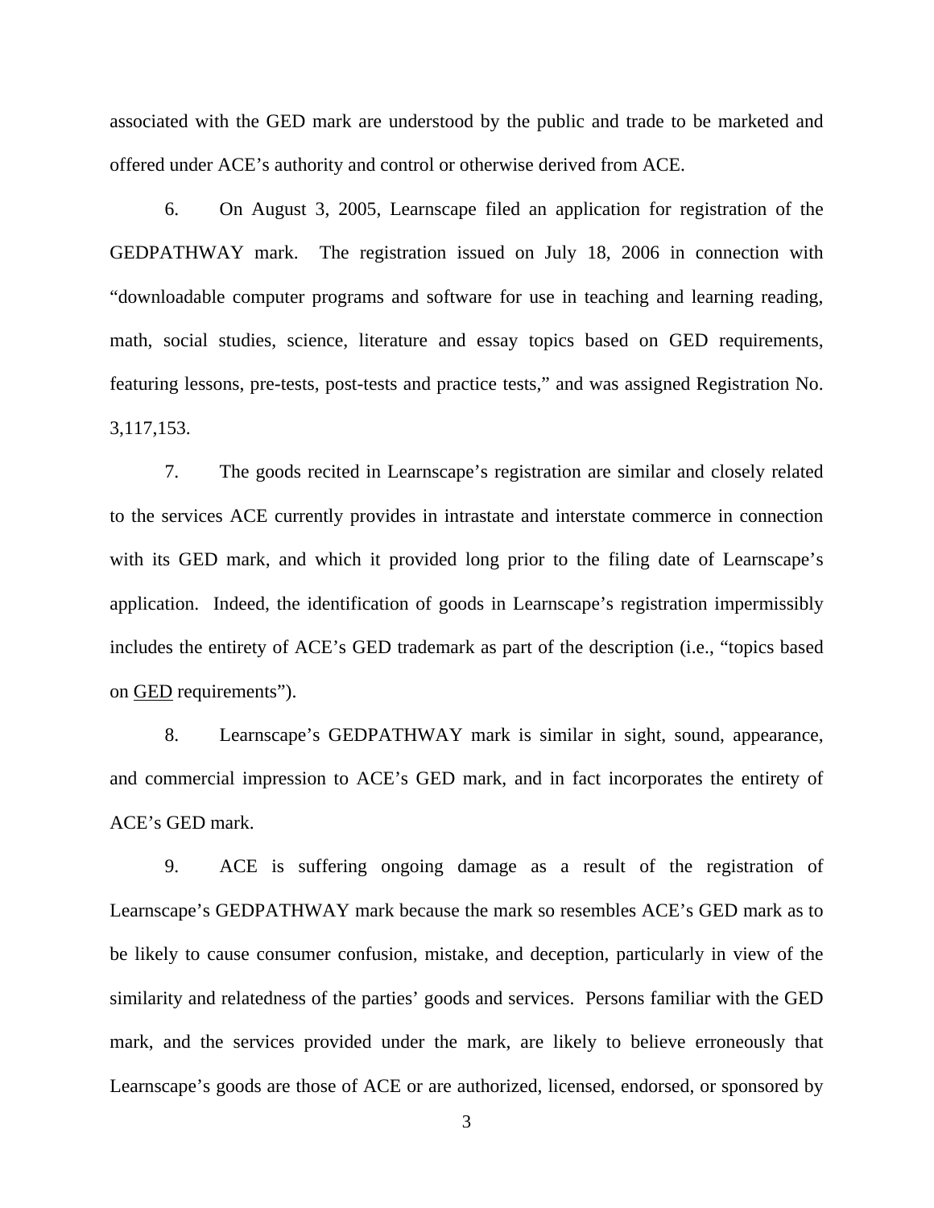associated with the GED mark are understood by the public and trade to be marketed and offered under ACE's authority and control or otherwise derived from ACE.

6. On August 3, 2005, Learnscape filed an application for registration of the GEDPATHWAY mark. The registration issued on July 18, 2006 in connection with "downloadable computer programs and software for use in teaching and learning reading, math, social studies, science, literature and essay topics based on GED requirements, featuring lessons, pre-tests, post-tests and practice tests," and was assigned Registration No. 3,117,153.

7. The goods recited in Learnscape's registration are similar and closely related to the services ACE currently provides in intrastate and interstate commerce in connection with its GED mark, and which it provided long prior to the filing date of Learnscape's application. Indeed, the identification of goods in Learnscape's registration impermissibly includes the entirety of ACE's GED trademark as part of the description (i.e., "topics based on <u>GED</u> requirements").

8. Learnscape's GEDPATHWAY mark is similar in sight, sound, appearance, and commercial impression to ACE's GED mark, and in fact incorporates the entirety of ACE's GED mark.

9. ACE is suffering ongoing damage as a result of the registration of Learnscape's GEDPATHWAY mark because the mark so resembles ACE's GED mark as to be likely to cause consumer confusion, mistake, and deception, particularly in view of the similarity and relatedness of the parties' goods and services. Persons familiar with the GED mark, and the services provided under the mark, are likely to believe erroneously that Learnscape's goods are those of ACE or are authorized, licensed, endorsed, or sponsored by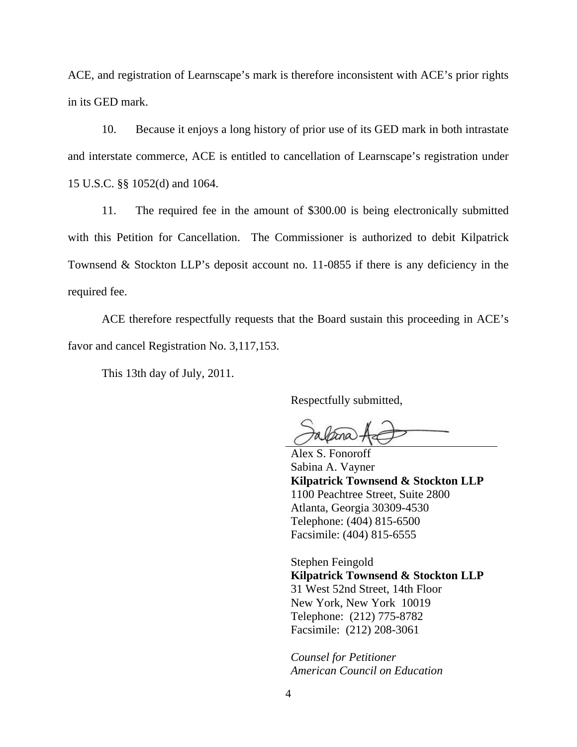ACE, and registration of Learnscape's mark is therefore inconsistent with ACE's prior rights in its GED mark.

10. Because it enjoys a long history of prior use of its GED mark in both intrastate and interstate commerce, ACE is entitled to cancellation of Learnscape's registration under 15 U.S.C. §§ 1052(d) and 1064.

11. The required fee in the amount of $300.00 is being electronically submitted with this Petition for Cancellation. The Commissioner is authorized to debit Kilpatrick Townsend & Stockton LLP's deposit account no. 11-0855 if there is any deficiency in the required fee.

ACE therefore respectfully requests that the Board sustain this proceeding in ACE's favor and cancel Registration No. 3,117,153.

This 13th day of July, 2011.

Respectfully submitted,

Alex S. Fonoroff
Sabina A. Vayner
**Kilpatrick Townsend & Stockton LLP**
1100 Peachtree Street, Suite 2800
Atlanta, Georgia 30309-4530
Telephone: (404) 815-6500
Facsimile: (404) 815-6555

Stephen Feingold
**Kilpatrick Townsend & Stockton LLP**
31 West 52nd Street, 14th Floor
New York, New York 10019
Telephone: (212) 775-8782
Facsimile: (212) 208-3061

*Counsel for Petitioner*
*American Council on Education*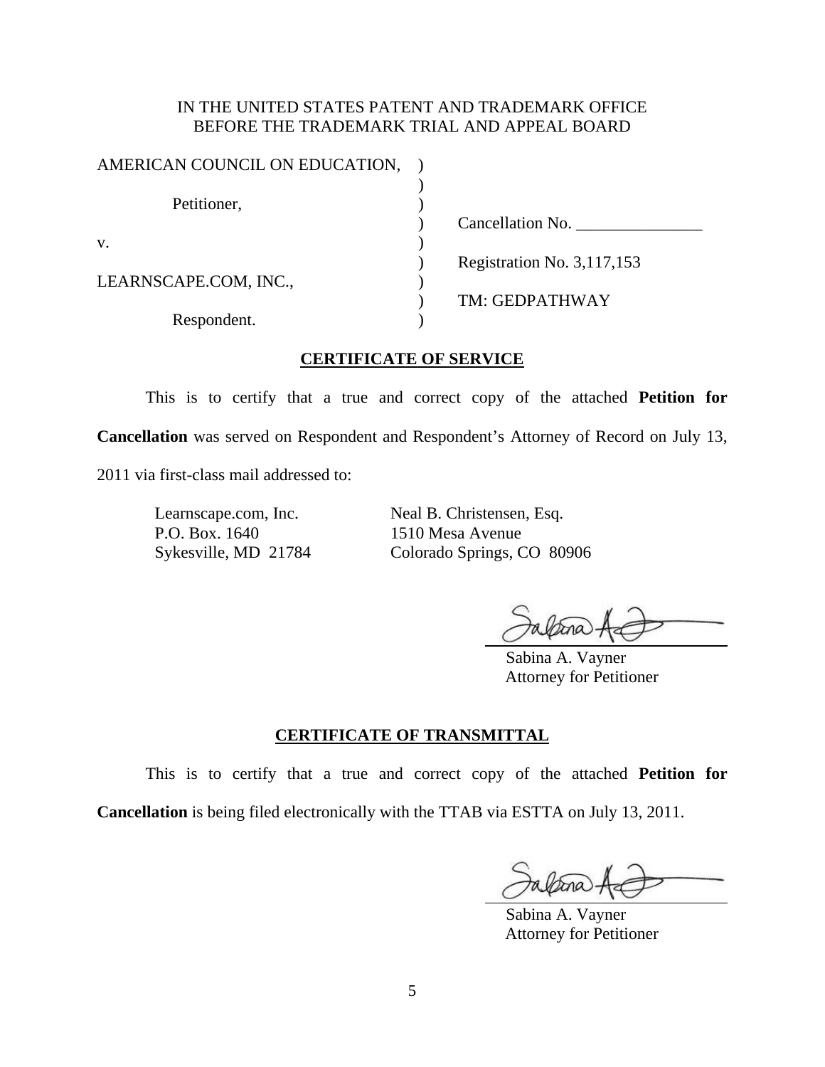IN THE UNITED STATES PATENT AND TRADEMARK OFFICE
BEFORE THE TRADEMARK TRIAL AND APPEAL BOARD

| | | |
|---|---|---|
| AMERICAN COUNCIL ON EDUCATION, | ) | |
| | ) | |
| Petitioner, | ) | |
| | ) | Cancellation No. _______________ |
| v. | ) | |
| | ) | Registration No. 3,117,153 |
| LEARNSCAPE.COM, INC., | ) | |
| | ) | TM: GEDPATHWAY |
| Respondent. | ) | |

## CERTIFICATE OF SERVICE

This is to certify that a true and correct copy of the attached **Petition for Cancellation** was served on Respondent and Respondent's Attorney of Record on July 13, 2011 via first-class mail addressed to:

Learnscape.com, Inc.
P.O. Box. 1640
Sykesville, MD 21784

Neal B. Christensen, Esq.
1510 Mesa Avenue
Colorado Springs, CO 80906

Sabina A. Vayner
Attorney for Petitioner

## CERTIFICATE OF TRANSMITTAL

This is to certify that a true and correct copy of the attached **Petition for Cancellation** is being filed electronically with the TTAB via ESTTA on July 13, 2011.

Sabina A. Vayner
Attorney for Petitioner